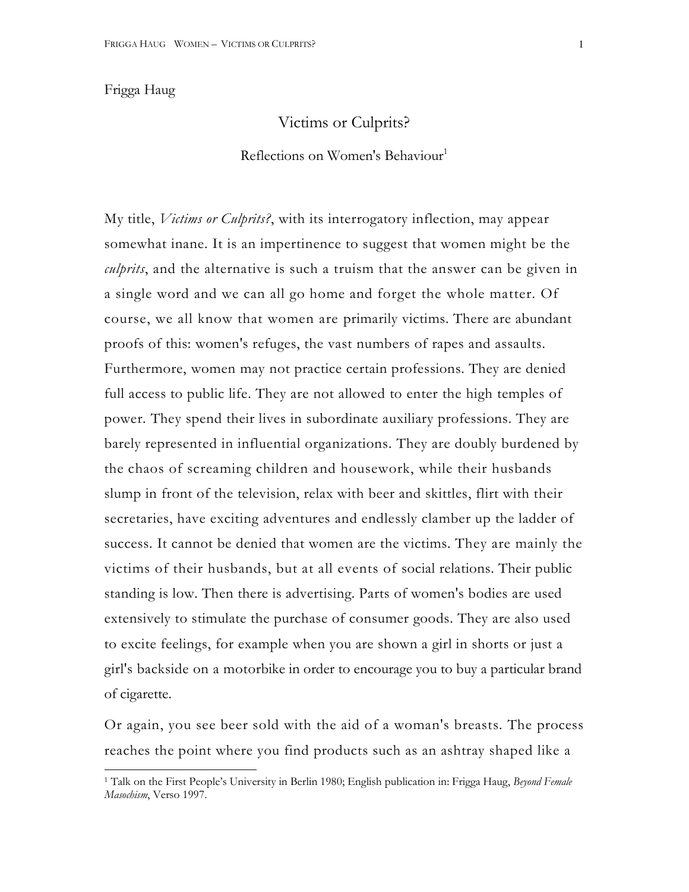Frigga Haug

# Victims or Culprits?

## Reflections on Women's Behaviour[1]

My title, *Victims or Culprits?*, with its interrogatory inflection, may appear somewhat inane. It is an impertinence to suggest that women might be the *culprits*, and the alternative is such a truism that the answer can be given in a single word and we can all go home and forget the whole matter. Of course, we all know that women are primarily victims. There are abundant proofs of this: women's refuges, the vast numbers of rapes and assaults. Furthermore, women may not practice certain professions. They are denied full access to public life. They are not allowed to enter the high temples of power. They spend their lives in subordinate auxiliary professions. They are barely represented in influential organizations. They are doubly burdened by the chaos of screaming children and housework, while their husbands slump in front of the television, relax with beer and skittles, flirt with their secretaries, have exciting adventures and endlessly clamber up the ladder of success. It cannot be denied that women are the victims. They are mainly the victims of their husbands, but at all events of social relations. Their public standing is low. Then there is advertising. Parts of women's bodies are used extensively to stimulate the purchase of consumer goods. They are also used to excite feelings, for example when you are shown a girl in shorts or just a girl's backside on a motorbike in order to encourage you to buy a particular brand of cigarette.

Or again, you see beer sold with the aid of a woman's breasts. The process reaches the point where you find products such as an ashtray shaped like a

---

[1] Talk on the First People's University in Berlin 1980; English publication in: Frigga Haug, *Beyond Female Masochism*, Verso 1997.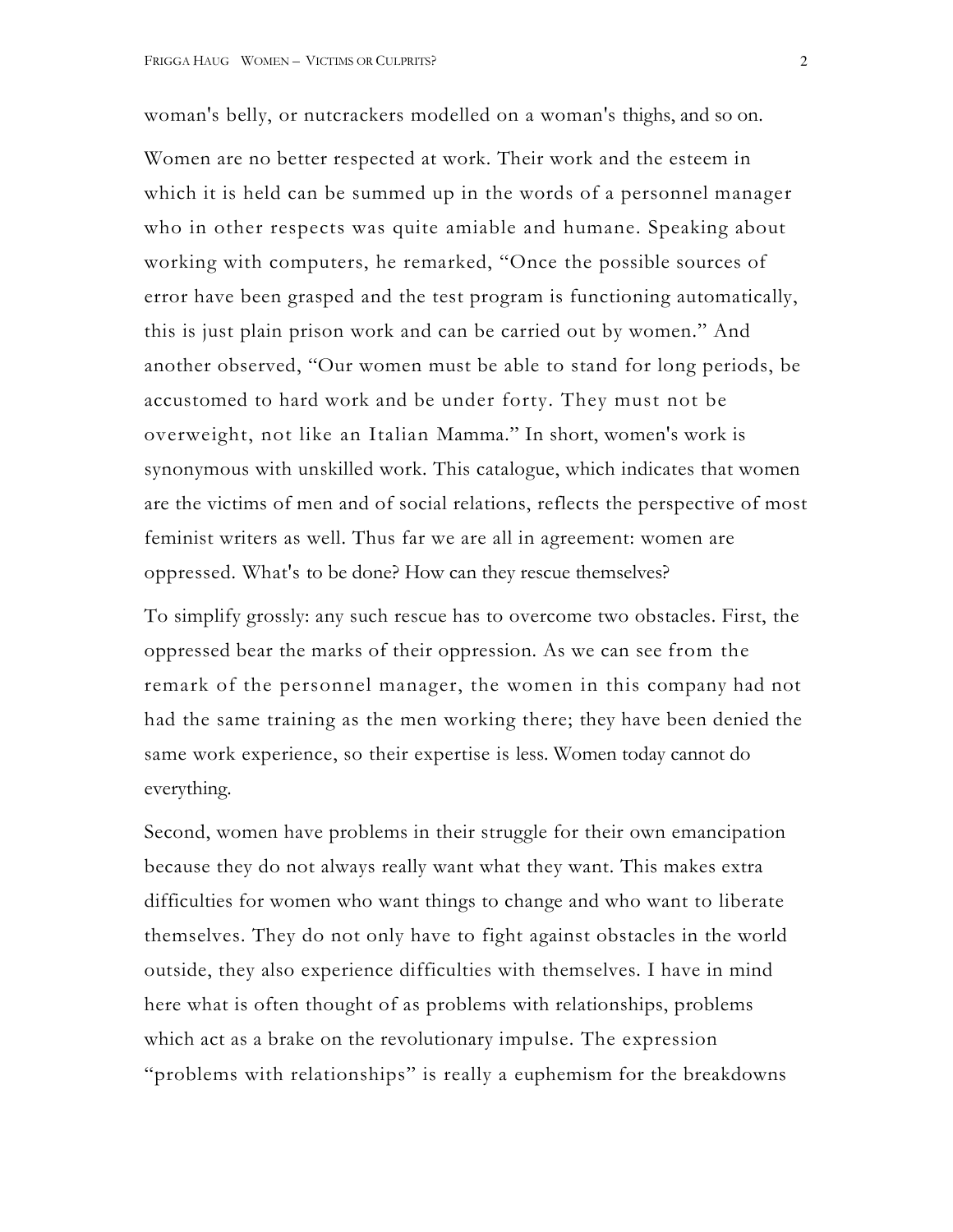woman's belly, or nutcrackers modelled on a woman's thighs, and so on.

Women are no better respected at work. Their work and the esteem in which it is held can be summed up in the words of a personnel manager who in other respects was quite amiable and humane. Speaking about working with computers, he remarked, “Once the possible sources of error have been grasped and the test program is functioning automatically, this is just plain prison work and can be carried out by women.” And another observed, “Our women must be able to stand for long periods, be accustomed to hard work and be under forty. They must not be overweight, not like an Italian Mamma.” In short, women's work is synonymous with unskilled work. This catalogue, which indicates that women are the victims of men and of social relations, reflects the perspective of most feminist writers as well. Thus far we are all in agreement: women are oppressed. What's to be done? How can they rescue themselves?

To simplify grossly: any such rescue has to overcome two obstacles. First, the oppressed bear the marks of their oppression. As we can see from the remark of the personnel manager, the women in this company had not had the same training as the men working there; they have been denied the same work experience, so their expertise is less. Women today cannot do everything.

Second, women have problems in their struggle for their own emancipation because they do not always really want what they want. This makes extra difficulties for women who want things to change and who want to liberate themselves. They do not only have to fight against obstacles in the world outside, they also experience difficulties with themselves. I have in mind here what is often thought of as problems with relationships, problems which act as a brake on the revolutionary impulse. The expression “problems with relationships” is really a euphemism for the breakdowns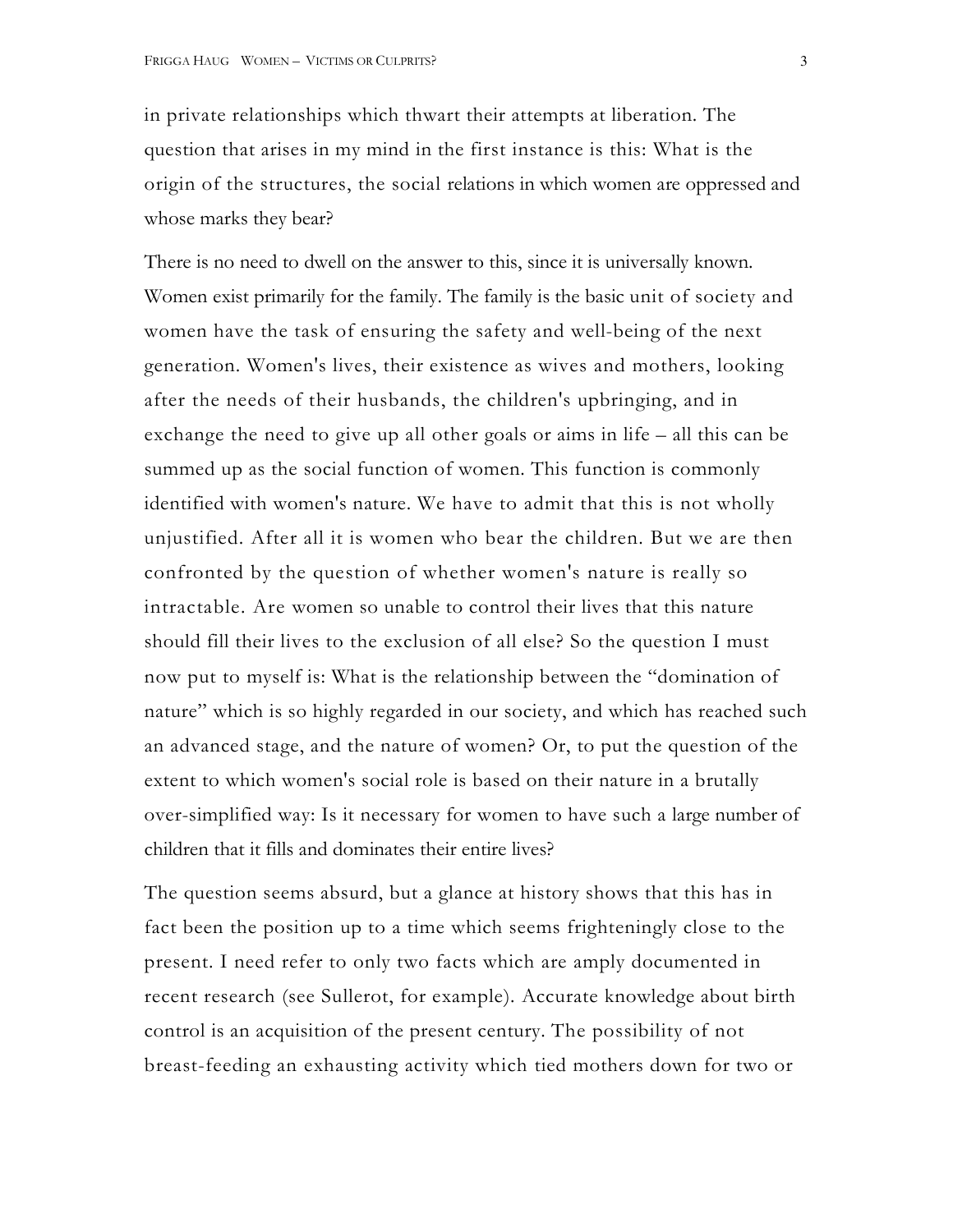in private relationships which thwart their attempts at liberation. The question that arises in my mind in the first instance is this: What is the origin of the structures, the social relations in which women are oppressed and whose marks they bear?

There is no need to dwell on the answer to this, since it is universally known. Women exist primarily for the family. The family is the basic unit of society and women have the task of ensuring the safety and well-being of the next generation. Women's lives, their existence as wives and mothers, looking after the needs of their husbands, the children's upbringing, and in exchange the need to give up all other goals or aims in life – all this can be summed up as the social function of women. This function is commonly identified with women's nature. We have to admit that this is not wholly unjustified. After all it is women who bear the children. But we are then confronted by the question of whether women's nature is really so intractable. Are women so unable to control their lives that this nature should fill their lives to the exclusion of all else? So the question I must now put to myself is: What is the relationship between the "domination of nature" which is so highly regarded in our society, and which has reached such an advanced stage, and the nature of women? Or, to put the question of the extent to which women's social role is based on their nature in a brutally over-simplified way: Is it necessary for women to have such a large number of children that it fills and dominates their entire lives?

The question seems absurd, but a glance at history shows that this has in fact been the position up to a time which seems frighteningly close to the present. I need refer to only two facts which are amply documented in recent research (see Sullerot, for example). Accurate knowledge about birth control is an acquisition of the present century. The possibility of not breast-feeding an exhausting activity which tied mothers down for two or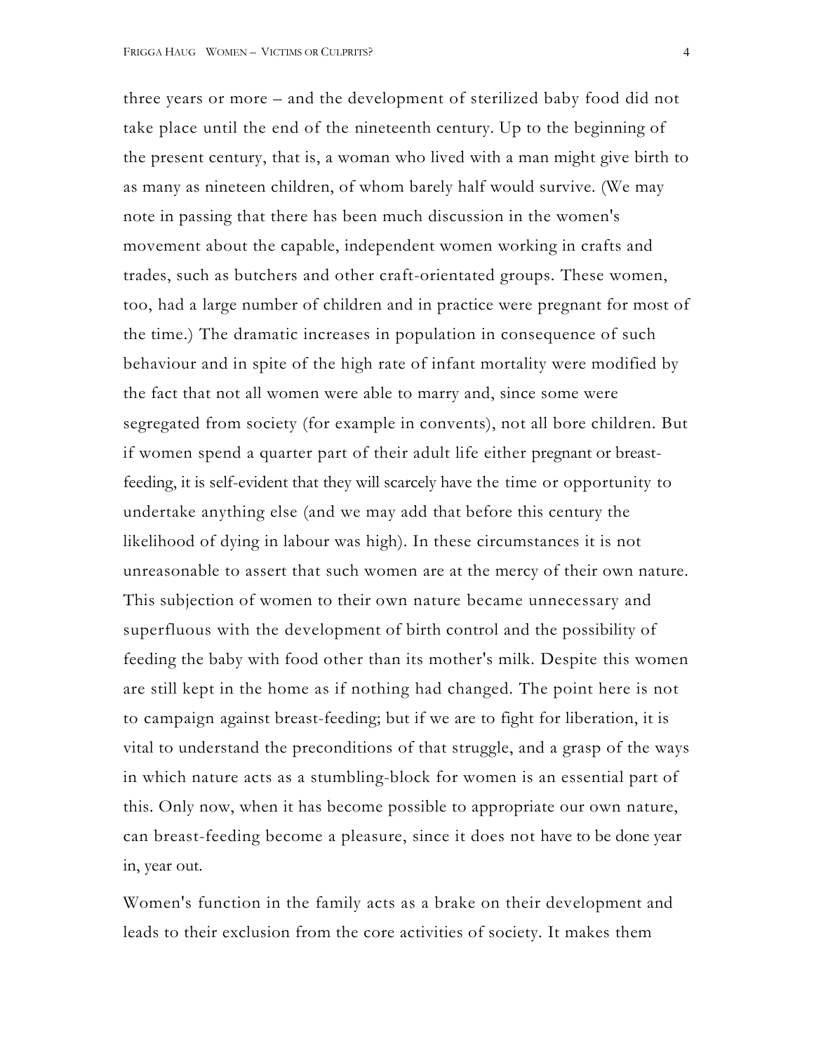three years or more – and the development of sterilized baby food did not take place until the end of the nineteenth century. Up to the beginning of the present century, that is, a woman who lived with a man might give birth to as many as nineteen children, of whom barely half would survive. (We may note in passing that there has been much discussion in the women's movement about the capable, independent women working in crafts and trades, such as butchers and other craft-orientated groups. These women, too, had a large number of children and in practice were pregnant for most of the time.) The dramatic increases in population in consequence of such behaviour and in spite of the high rate of infant mortality were modified by the fact that not all women were able to marry and, since some were segregated from society (for example in convents), not all bore children. But if women spend a quarter part of their adult life either pregnant or breast-feeding, it is self-evident that they will scarcely have the time or opportunity to undertake anything else (and we may add that before this century the likelihood of dying in labour was high). In these circumstances it is not unreasonable to assert that such women are at the mercy of their own nature. This subjection of women to their own nature became unnecessary and superfluous with the development of birth control and the possibility of feeding the baby with food other than its mother's milk. Despite this women are still kept in the home as if nothing had changed. The point here is not to campaign against breast-feeding; but if we are to fight for liberation, it is vital to understand the preconditions of that struggle, and a grasp of the ways in which nature acts as a stumbling-block for women is an essential part of this. Only now, when it has become possible to appropriate our own nature, can breast-feeding become a pleasure, since it does not have to be done year in, year out.

Women's function in the family acts as a brake on their development and leads to their exclusion from the core activities of society. It makes them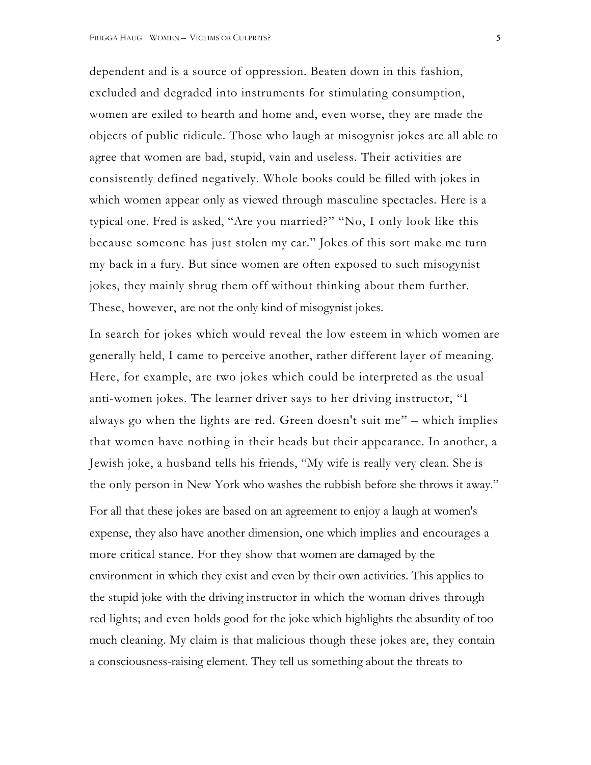dependent and is a source of oppression. Beaten down in this fashion, excluded and degraded into instruments for stimulating consumption, women are exiled to hearth and home and, even worse, they are made the objects of public ridicule. Those who laugh at misogynist jokes are all able to agree that women are bad, stupid, vain and useless. Their activities are consistently defined negatively. Whole books could be filled with jokes in which women appear only as viewed through masculine spectacles. Here is a typical one. Fred is asked, "Are you married?" "No, I only look like this because someone has just stolen my car." Jokes of this sort make me turn my back in a fury. But since women are often exposed to such misogynist jokes, they mainly shrug them off without thinking about them further. These, however, are not the only kind of misogynist jokes.

In search for jokes which would reveal the low esteem in which women are generally held, I came to perceive another, rather different layer of meaning. Here, for example, are two jokes which could be interpreted as the usual anti-women jokes. The learner driver says to her driving instructor, "I always go when the lights are red. Green doesn't suit me" – which implies that women have nothing in their heads but their appearance. In another, a Jewish joke, a husband tells his friends, "My wife is really very clean. She is the only person in New York who washes the rubbish before she throws it away."

For all that these jokes are based on an agreement to enjoy a laugh at women's expense, they also have another dimension, one which implies and encourages a more critical stance. For they show that women are damaged by the environment in which they exist and even by their own activities. This applies to the stupid joke with the driving instructor in which the woman drives through red lights; and even holds good for the joke which highlights the absurdity of too much cleaning. My claim is that malicious though these jokes are, they contain a consciousness-raising element. They tell us something about the threats to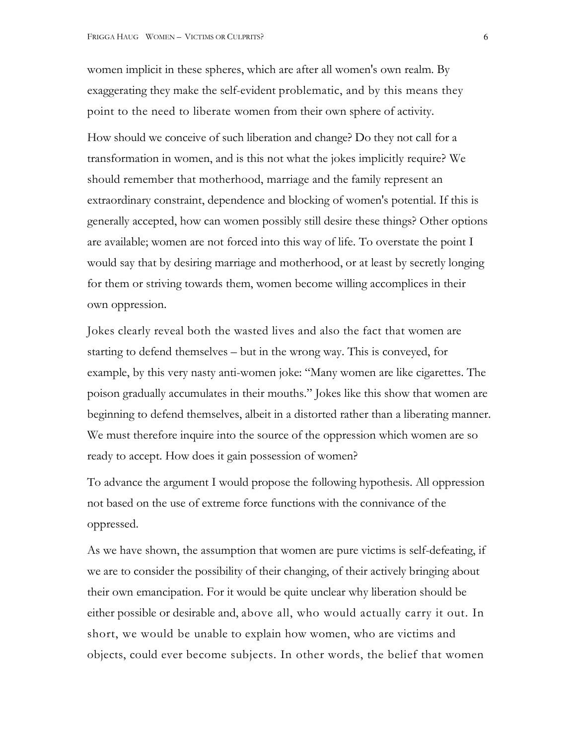women implicit in these spheres, which are after all women's own realm. By exaggerating they make the self-evident problematic, and by this means they point to the need to liberate women from their own sphere of activity.

How should we conceive of such liberation and change? Do they not call for a transformation in women, and is this not what the jokes implicitly require? We should remember that motherhood, marriage and the family represent an extraordinary constraint, dependence and blocking of women's potential. If this is generally accepted, how can women possibly still desire these things? Other options are available; women are not forced into this way of life. To overstate the point I would say that by desiring marriage and motherhood, or at least by secretly longing for them or striving towards them, women become willing accomplices in their own oppression.

Jokes clearly reveal both the wasted lives and also the fact that women are starting to defend themselves – but in the wrong way. This is conveyed, for example, by this very nasty anti-women joke: "Many women are like cigarettes. The poison gradually accumulates in their mouths." Jokes like this show that women are beginning to defend themselves, albeit in a distorted rather than a liberating manner. We must therefore inquire into the source of the oppression which women are so ready to accept. How does it gain possession of women?

To advance the argument I would propose the following hypothesis. All oppression not based on the use of extreme force functions with the connivance of the oppressed.

As we have shown, the assumption that women are pure victims is self-defeating, if we are to consider the possibility of their changing, of their actively bringing about their own emancipation. For it would be quite unclear why liberation should be either possible or desirable and, above all, who would actually carry it out. In short, we would be unable to explain how women, who are victims and objects, could ever become subjects. In other words, the belief that women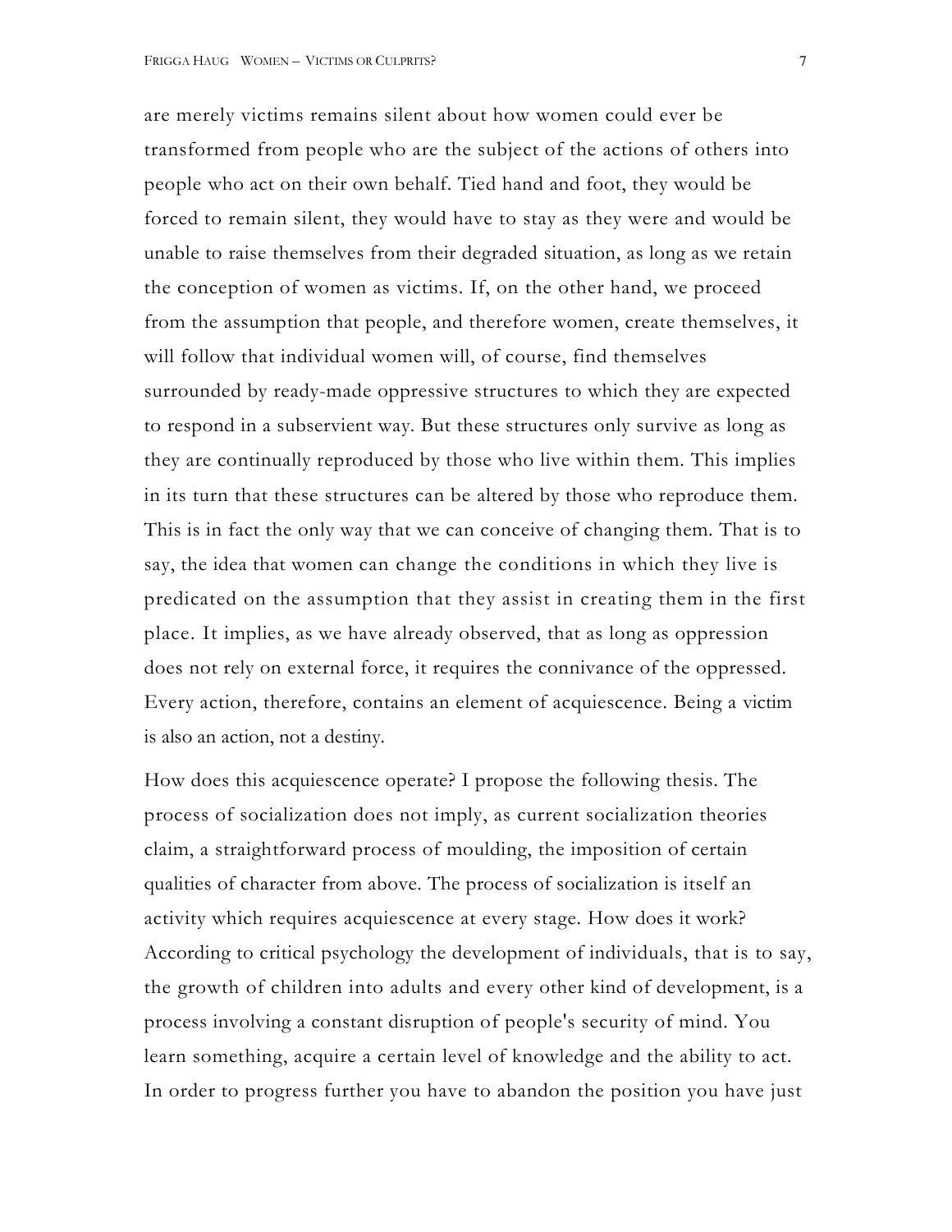are merely victims remains silent about how women could ever be transformed from people who are the subject of the actions of others into people who act on their own behalf. Tied hand and foot, they would be forced to remain silent, they would have to stay as they were and would be unable to raise themselves from their degraded situation, as long as we retain the conception of women as victims. If, on the other hand, we proceed from the assumption that people, and therefore women, create themselves, it will follow that individual women will, of course, find themselves surrounded by ready-made oppressive structures to which they are expected to respond in a subservient way. But these structures only survive as long as they are continually reproduced by those who live within them. This implies in its turn that these structures can be altered by those who reproduce them. This is in fact the only way that we can conceive of changing them. That is to say, the idea that women can change the conditions in which they live is predicated on the assumption that they assist in creating them in the first place. It implies, as we have already observed, that as long as oppression does not rely on external force, it requires the connivance of the oppressed. Every action, therefore, contains an element of acquiescence. Being a victim is also an action, not a destiny.

How does this acquiescence operate? I propose the following thesis. The process of socialization does not imply, as current socialization theories claim, a straightforward process of moulding, the imposition of certain qualities of character from above. The process of socialization is itself an activity which requires acquiescence at every stage. How does it work? According to critical psychology the development of individuals, that is to say, the growth of children into adults and every other kind of development, is a process involving a constant disruption of people's security of mind. You learn something, acquire a certain level of knowledge and the ability to act. In order to progress further you have to abandon the position you have just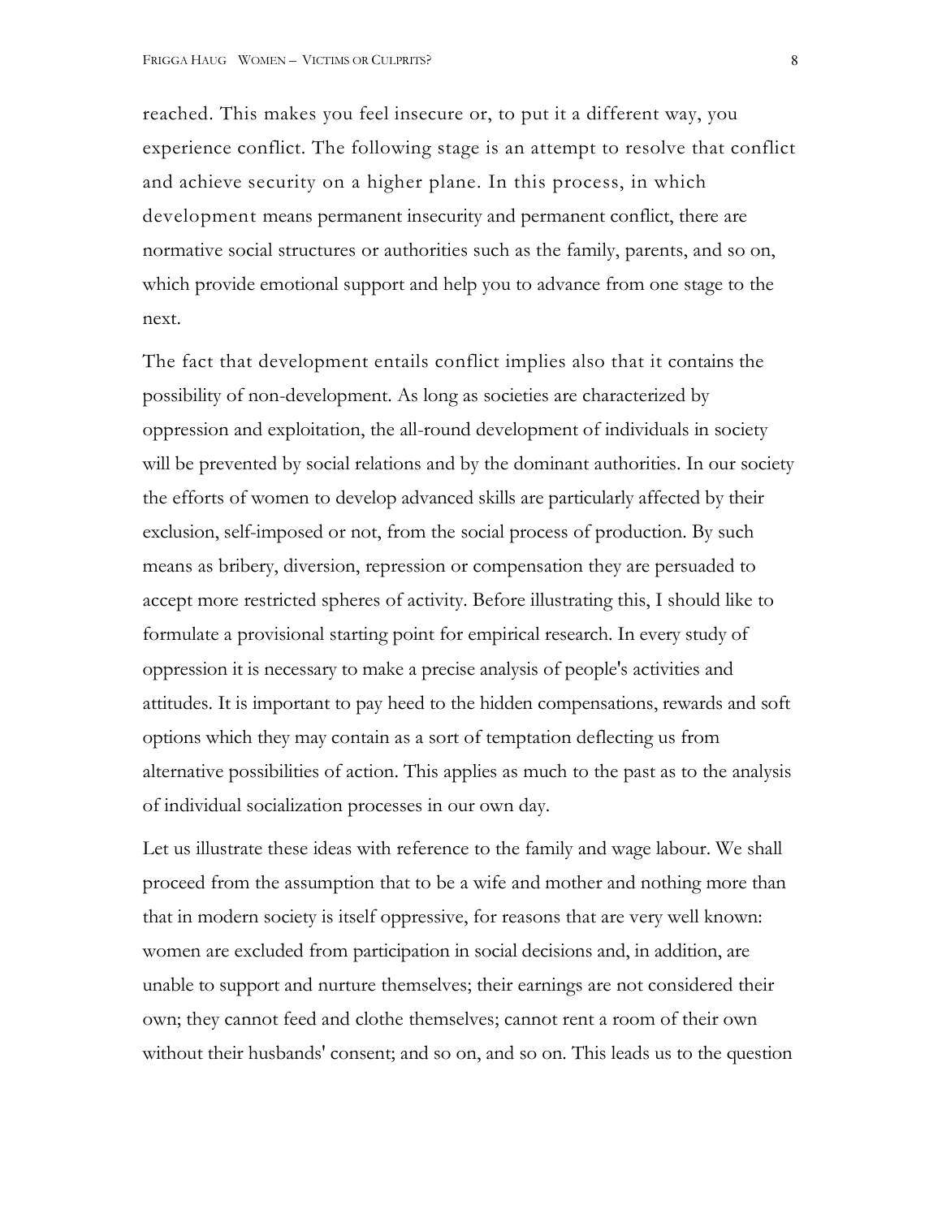reached. This makes you feel insecure or, to put it a different way, you experience conflict. The following stage is an attempt to resolve that conflict and achieve security on a higher plane. In this process, in which development means permanent insecurity and permanent conflict, there are normative social structures or authorities such as the family, parents, and so on, which provide emotional support and help you to advance from one stage to the next.

The fact that development entails conflict implies also that it contains the possibility of non-development. As long as societies are characterized by oppression and exploitation, the all-round development of individuals in society will be prevented by social relations and by the dominant authorities. In our society the efforts of women to develop advanced skills are particularly affected by their exclusion, self-imposed or not, from the social process of production. By such means as bribery, diversion, repression or compensation they are persuaded to accept more restricted spheres of activity. Before illustrating this, I should like to formulate a provisional starting point for empirical research. In every study of oppression it is necessary to make a precise analysis of people's activities and attitudes. It is important to pay heed to the hidden compensations, rewards and soft options which they may contain as a sort of temptation deflecting us from alternative possibilities of action. This applies as much to the past as to the analysis of individual socialization processes in our own day.

Let us illustrate these ideas with reference to the family and wage labour. We shall proceed from the assumption that to be a wife and mother and nothing more than that in modern society is itself oppressive, for reasons that are very well known: women are excluded from participation in social decisions and, in addition, are unable to support and nurture themselves; their earnings are not considered their own; they cannot feed and clothe themselves; cannot rent a room of their own without their husbands' consent; and so on, and so on. This leads us to the question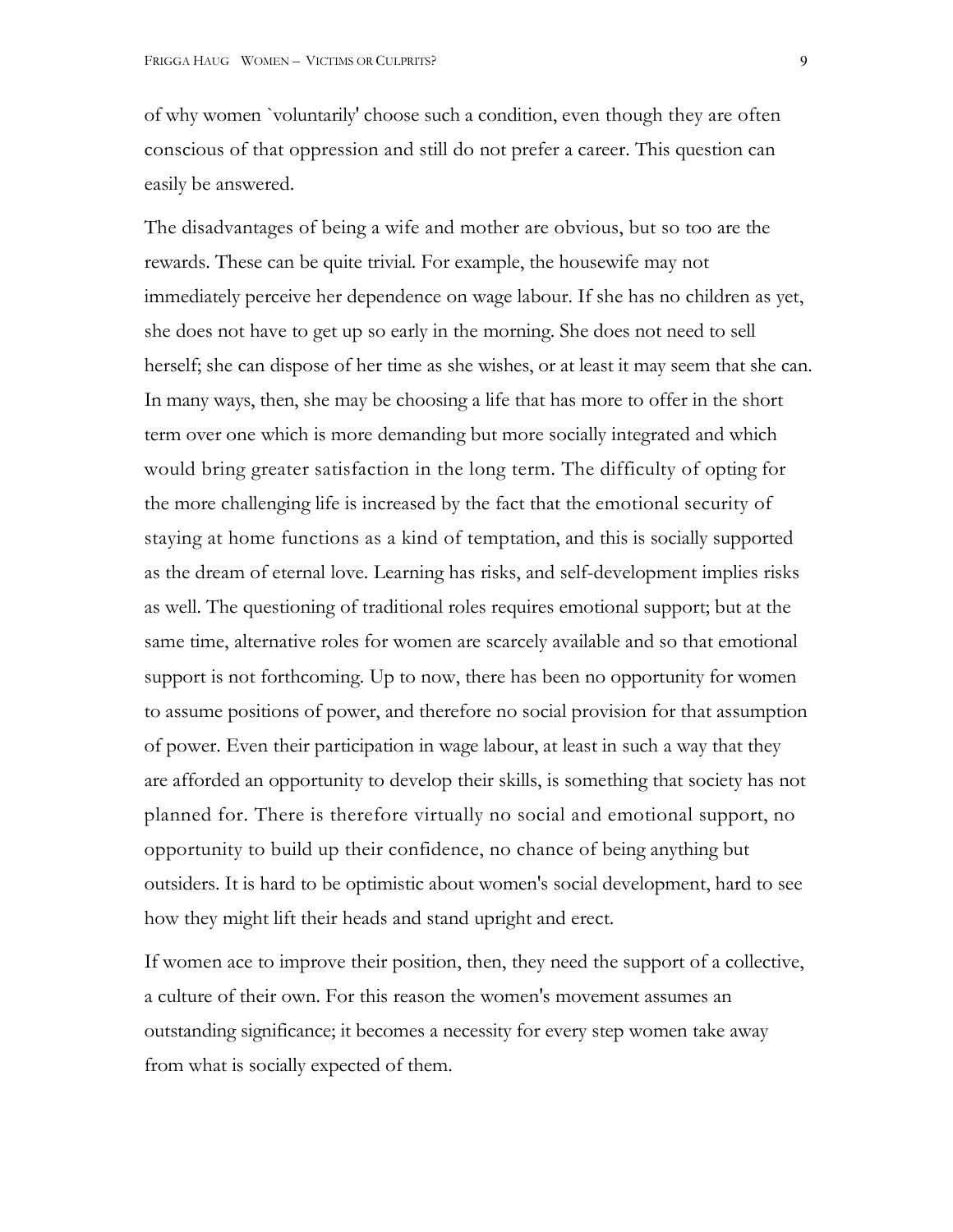of why women `voluntarily' choose such a condition, even though they are often conscious of that oppression and still do not prefer a career. This question can easily be answered.

The disadvantages of being a wife and mother are obvious, but so too are the rewards. These can be quite trivial. For example, the housewife may not immediately perceive her dependence on wage labour. If she has no children as yet, she does not have to get up so early in the morning. She does not need to sell herself; she can dispose of her time as she wishes, or at least it may seem that she can. In many ways, then, she may be choosing a life that has more to offer in the short term over one which is more demanding but more socially integrated and which would bring greater satisfaction in the long term. The difficulty of opting for the more challenging life is increased by the fact that the emotional security of staying at home functions as a kind of temptation, and this is socially supported as the dream of eternal love. Learning has risks, and self-development implies risks as well. The questioning of traditional roles requires emotional support; but at the same time, alternative roles for women are scarcely available and so that emotional support is not forthcoming. Up to now, there has been no opportunity for women to assume positions of power, and therefore no social provision for that assumption of power. Even their participation in wage labour, at least in such a way that they are afforded an opportunity to develop their skills, is something that society has not planned for. There is therefore virtually no social and emotional support, no opportunity to build up their confidence, no chance of being anything but outsiders. It is hard to be optimistic about women's social development, hard to see how they might lift their heads and stand upright and erect.

If women ace to improve their position, then, they need the support of a collective, a culture of their own. For this reason the women's movement assumes an outstanding significance; it becomes a necessity for every step women take away from what is socially expected of them.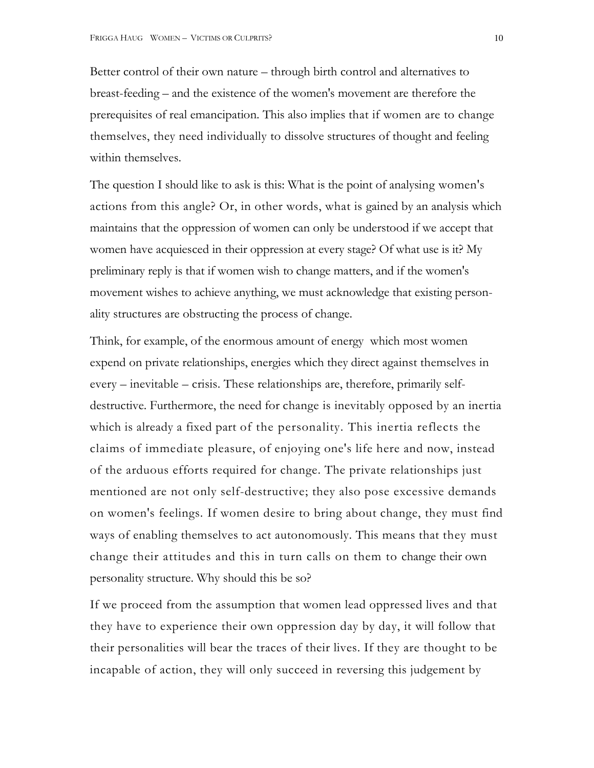Better control of their own nature – through birth control and alternatives to breast-feeding – and the existence of the women's movement are therefore the prerequisites of real emancipation. This also implies that if women are to change themselves, they need individually to dissolve structures of thought and feeling within themselves.

The question I should like to ask is this: What is the point of analysing women's actions from this angle? Or, in other words, what is gained by an analysis which maintains that the oppression of women can only be understood if we accept that women have acquiesced in their oppression at every stage? Of what use is it? My preliminary reply is that if women wish to change matters, and if the women's movement wishes to achieve anything, we must acknowledge that existing personality structures are obstructing the process of change.

Think, for example, of the enormous amount of energy which most women expend on private relationships, energies which they direct against themselves in every – inevitable – crisis. These relationships are, therefore, primarily self-destructive. Furthermore, the need for change is inevitably opposed by an inertia which is already a fixed part of the personality. This inertia reflects the claims of immediate pleasure, of enjoying one's life here and now, instead of the arduous efforts required for change. The private relationships just mentioned are not only self-destructive; they also pose excessive demands on women's feelings. If women desire to bring about change, they must find ways of enabling themselves to act autonomously. This means that they must change their attitudes and this in turn calls on them to change their own personality structure. Why should this be so?

If we proceed from the assumption that women lead oppressed lives and that they have to experience their own oppression day by day, it will follow that their personalities will bear the traces of their lives. If they are thought to be incapable of action, they will only succeed in reversing this judgement by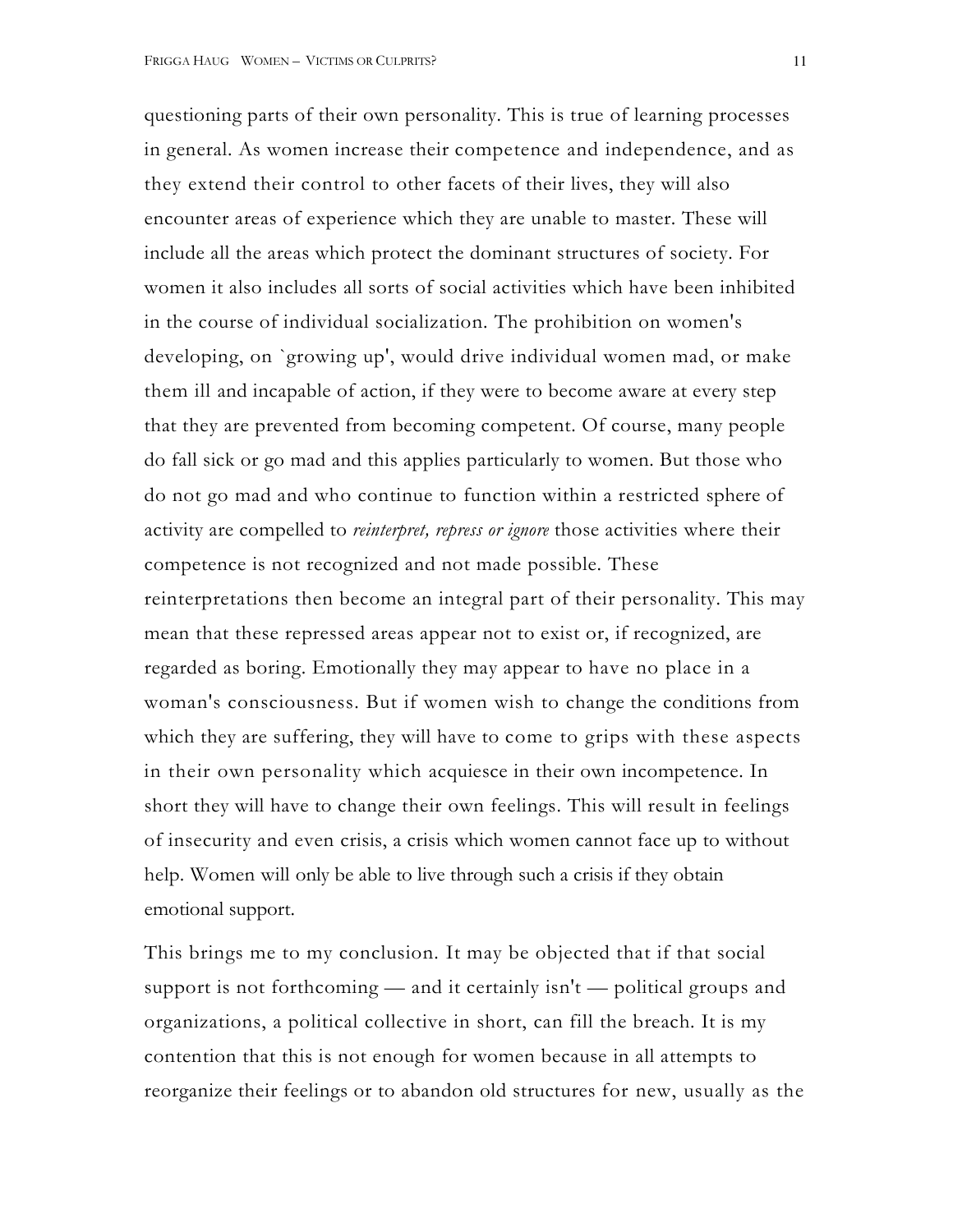questioning parts of their own personality. This is true of learning processes in general. As women increase their competence and independence, and as they extend their control to other facets of their lives, they will also encounter areas of experience which they are unable to master. These will include all the areas which protect the dominant structures of society. For women it also includes all sorts of social activities which have been inhibited in the course of individual socialization. The prohibition on women's developing, on `growing up', would drive individual women mad, or make them ill and incapable of action, if they were to become aware at every step that they are prevented from becoming competent. Of course, many people do fall sick or go mad and this applies particularly to women. But those who do not go mad and who continue to function within a restricted sphere of activity are compelled to *reinterpret, repress or ignore* those activities where their competence is not recognized and not made possible. These reinterpretations then become an integral part of their personality. This may mean that these repressed areas appear not to exist or, if recognized, are regarded as boring. Emotionally they may appear to have no place in a woman's consciousness. But if women wish to change the conditions from which they are suffering, they will have to come to grips with these aspects in their own personality which acquiesce in their own incompetence. In short they will have to change their own feelings. This will result in feelings of insecurity and even crisis, a crisis which women cannot face up to without help. Women will only be able to live through such a crisis if they obtain emotional support.

This brings me to my conclusion. It may be objected that if that social support is not forthcoming — and it certainly isn't — political groups and organizations, a political collective in short, can fill the breach. It is my contention that this is not enough for women because in all attempts to reorganize their feelings or to abandon old structures for new, usually as the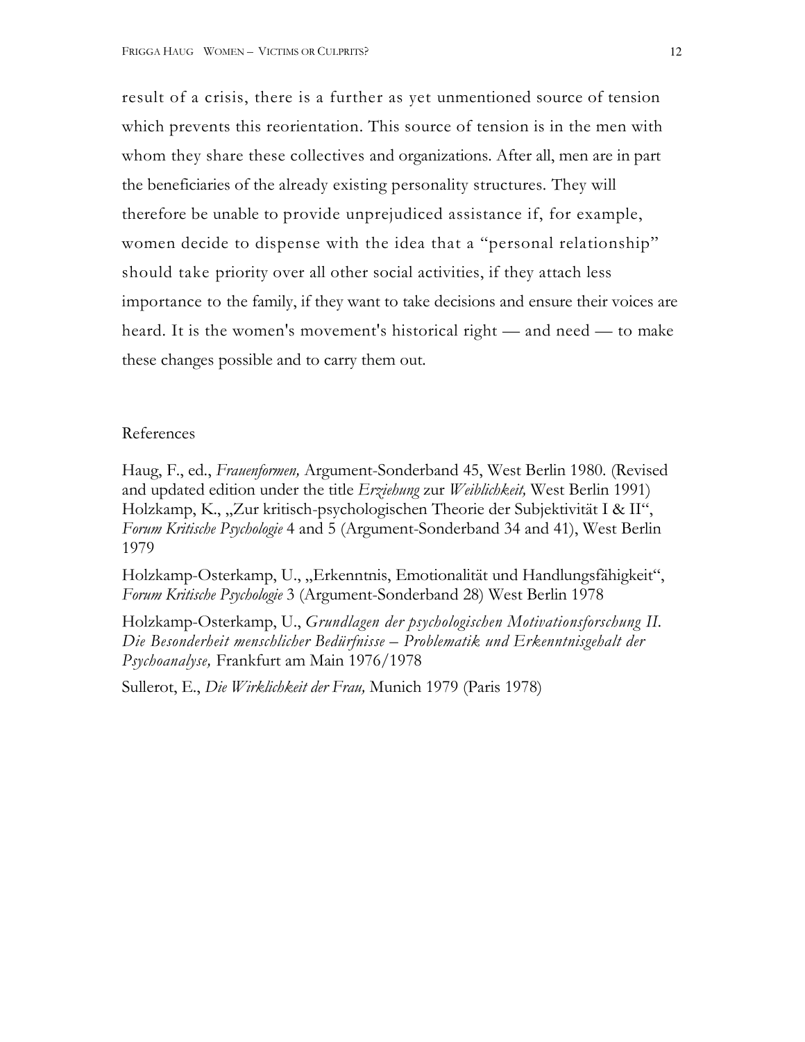result of a crisis, there is a further as yet unmentioned source of tension which prevents this reorientation. This source of tension is in the men with whom they share these collectives and organizations. After all, men are in part the beneficiaries of the already existing personality structures. They will therefore be unable to provide unprejudiced assistance if, for example, women decide to dispense with the idea that a "personal relationship" should take priority over all other social activities, if they attach less importance to the family, if they want to take decisions and ensure their voices are heard. It is the women's movement's historical right — and need — to make these changes possible and to carry them out.

## References

Haug, F., ed., *Frauenformen,* Argument-Sonderband 45, West Berlin 1980. (Revised and updated edition under the title *Erziehung* zur *Weiblichkeit,* West Berlin 1991)

Holzkamp, K., „Zur kritisch-psychologischen Theorie der Subjektivität I & II", *Forum Kritische Psychologie* 4 and 5 (Argument-Sonderband 34 and 41), West Berlin 1979

Holzkamp-Osterkamp, U., „Erkenntnis, Emotionalität und Handlungsfähigkeit", *Forum Kritische Psychologie* 3 (Argument-Sonderband 28) West Berlin 1978

Holzkamp-Osterkamp, U., *Grundlagen der psychologischen Motivationsforschung II. Die Besonderheit menschlicher Bedürfnisse – Problematik und Erkenntnisgehalt der Psychoanalyse,* Frankfurt am Main 1976/1978

Sullerot, E., *Die Wirklichkeit der Frau,* Munich 1979 (Paris 1978)